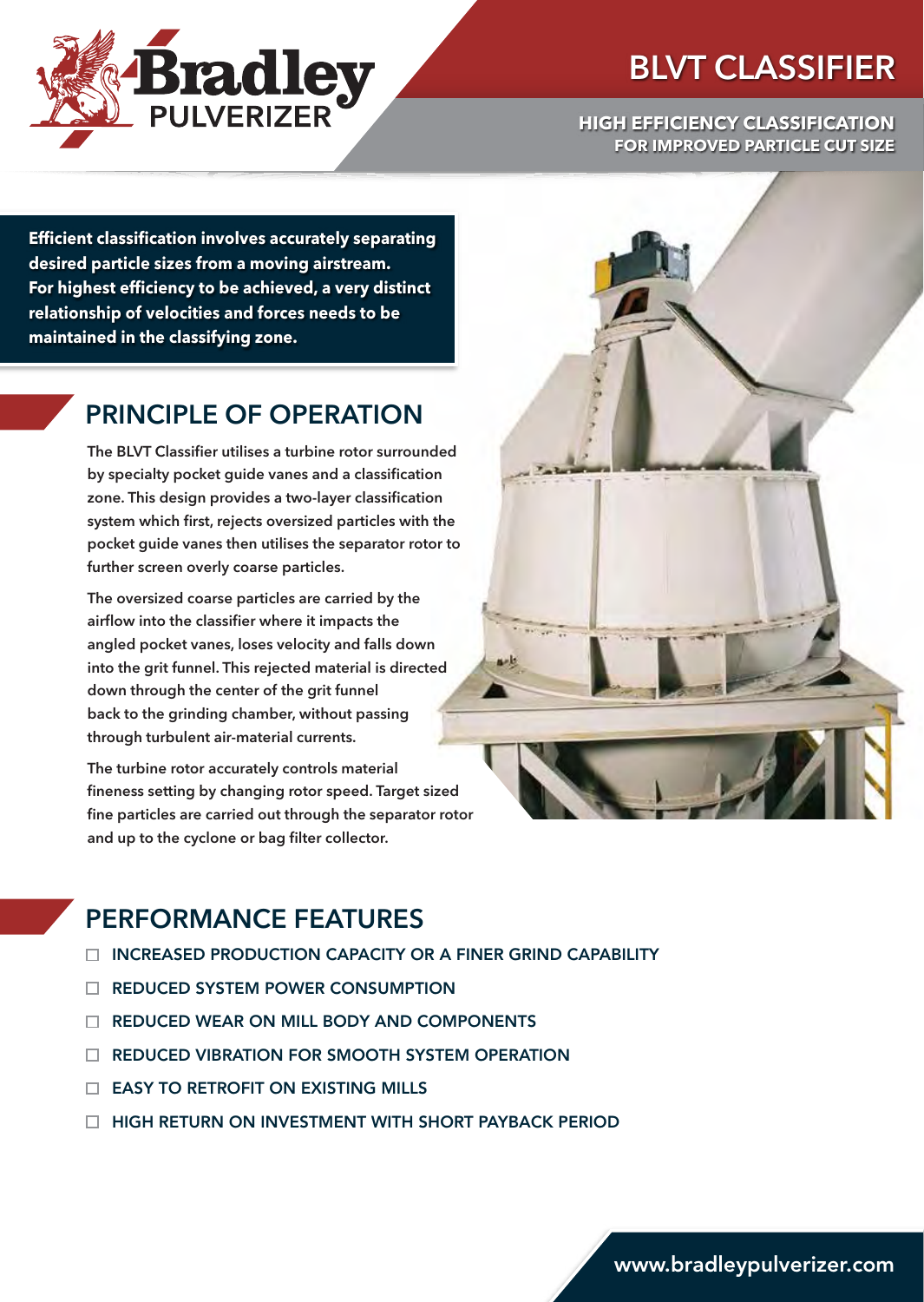Bradley PULVERIZER

# BLVT CLASSIFIER

**HIGH EFFICIENCY CLASSIFICATION FOR IMPROVED PARTICLE CUT SIZE**

**Efficient classification involves accurately separating desired particle sizes from a moving airstream. For highest efficiency to be achieved, a very distinct relationship of velocities and forces needs to be maintained in the classifying zone.**

## PRINCIPLE OF OPERATION

The BLVT Classifier utilises a turbine rotor surrounded by specialty pocket guide vanes and a classification zone. This design provides a two-layer classification system which first, rejects oversized particles with the pocket guide vanes then utilises the separator rotor to further screen overly coarse particles.

The oversized coarse particles are carried by the airflow into the classifier where it impacts the angled pocket vanes, loses velocity and falls down into the grit funnel. This rejected material is directed down through the center of the grit funnel back to the grinding chamber, without passing through turbulent air-material currents.

The turbine rotor accurately controls material fineness setting by changing rotor speed. Target sized fine particles are carried out through the separator rotor and up to the cyclone or bag filter collector.

## PERFORMANCE FEATURES

- INCREASED PRODUCTION CAPACITY OR A FINER GRIND CAPABILITY
- REDUCED SYSTEM POWER CONSUMPTION
- REDUCED WEAR ON MILL BODY AND COMPONENTS
- REDUCED VIBRATION FOR SMOOTH SYSTEM OPERATION
- EASY TO RETROFIT ON EXISTING MILLS
- HIGH RETURN ON INVESTMENT WITH SHORT PAYBACK PERIOD

www.bradleypulverizer.com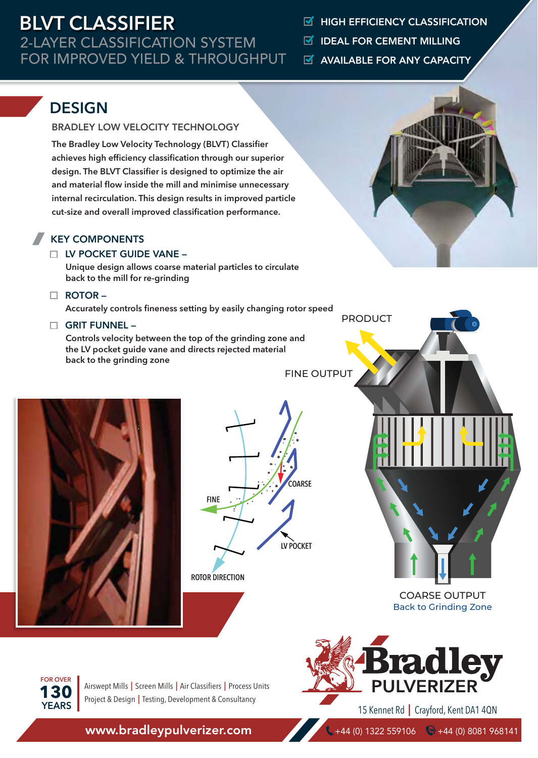# BLVT CLASSIFIER

## 2-LAYER CLASSIFICATION SYSTEM FOR IMPROVED YIELD & THROUGHPUT

- HIGH EFFICIENCY CLASSIFICATION
- IDEAL FOR CEMENT MILLING
- AVAILABLE FOR ANY CAPACITY

## DESIGN

### BRADLEY LOW VELOCITY TECHNOLOGY

The Bradley Low Velocity Technology (BLVT) Classifier achieves high efficiency classification through our superior design. The BLVT Classifier is designed to optimize the air and material flow inside the mill and minimise unnecessary internal recirculation. This design results in improved particle cut-size and overall improved classification performance.

### KEY COMPONENTS

- **LV POCKET GUIDE VANE –** Unique design allows coarse material particles to circulate back to the mill for re-grinding
- **ROTOR –** Accurately controls fineness setting by easily changing rotor speed
- **GRIT FUNNEL –** Controls velocity between the top of the grinding zone and the LV pocket guide vane and directs rejected material back to the grinding zone

COARSE

FINE

LV POCKET

ROTOR DIRECTION

PRODUCT

FINE OUTPUT

COARSE OUTPUT
Back to Grinding Zone

FOR OVER **130** YEARS

Airswept Mills | Screen Mills | Air Classifiers | Process Units
Project & Design | Testing, Development & Consultancy

**Bradley PULVERIZER**

15 Kennet Rd | Crayford, Kent DA1 4QN

www.bradleypulverizer.com

+44 (0) 1322 559106 +44 (0) 8081 968141